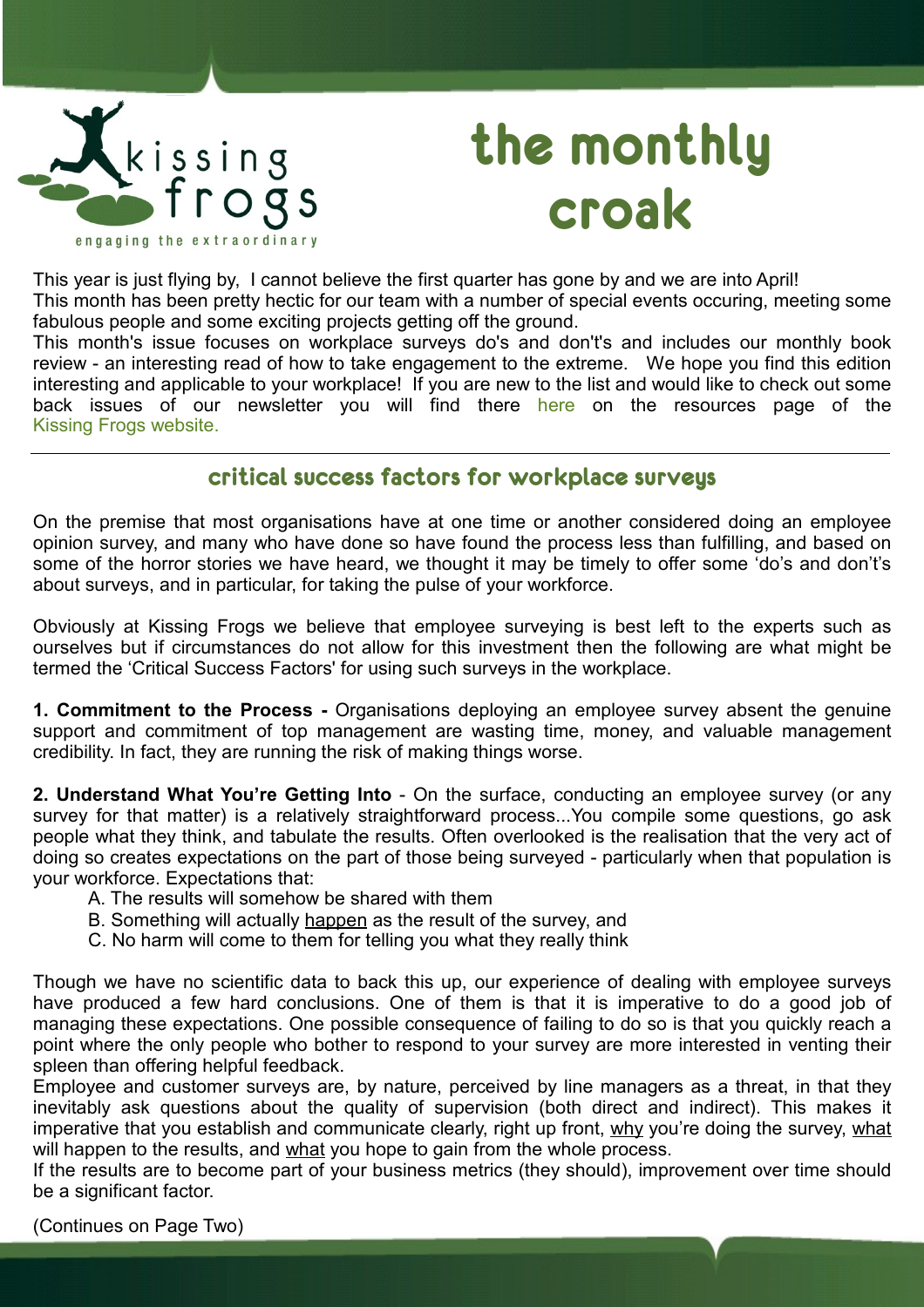kissing frogs

engaging the extraordinary

# the monthly croak

This year is just flying by, I cannot believe the first quarter has gone by and we are into April!
This month has been pretty hectic for our team with a number of special events occuring, meeting some fabulous people and some exciting projects getting off the ground.
This month's issue focuses on workplace surveys do's and don't's and includes our monthly book review - an interesting read of how to take engagement to the extreme. We hope you find this edition interesting and applicable to your workplace! If you are new to the list and would like to check out some back issues of our newsletter you will find there here on the resources page of the Kissing Frogs website.

---

## critical success factors for workplace surveys

On the premise that most organisations have at one time or another considered doing an employee opinion survey, and many who have done so have found the process less than fulfilling, and based on some of the horror stories we have heard, we thought it may be timely to offer some 'do's and don't's about surveys, and in particular, for taking the pulse of your workforce.

Obviously at Kissing Frogs we believe that employee surveying is best left to the experts such as ourselves but if circumstances do not allow for this investment then the following are what might be termed the 'Critical Success Factors' for using such surveys in the workplace.

**1. Commitment to the Process -** Organisations deploying an employee survey absent the genuine support and commitment of top management are wasting time, money, and valuable management credibility. In fact, they are running the risk of making things worse.

**2. Understand What You're Getting Into** - On the surface, conducting an employee survey (or any survey for that matter) is a relatively straightforward process...You compile some questions, go ask people what they think, and tabulate the results. Often overlooked is the realisation that the very act of doing so creates expectations on the part of those being surveyed - particularly when that population is your workforce. Expectations that:

A. The results will somehow be shared with them
B. Something will actually happen as the result of the survey, and
C. No harm will come to them for telling you what they really think

Though we have no scientific data to back this up, our experience of dealing with employee surveys have produced a few hard conclusions. One of them is that it is imperative to do a good job of managing these expectations. One possible consequence of failing to do so is that you quickly reach a point where the only people who bother to respond to your survey are more interested in venting their spleen than offering helpful feedback.
Employee and customer surveys are, by nature, perceived by line managers as a threat, in that they inevitably ask questions about the quality of supervision (both direct and indirect). This makes it imperative that you establish and communicate clearly, right up front, why you're doing the survey, what will happen to the results, and what you hope to gain from the whole process.
If the results are to become part of your business metrics (they should), improvement over time should be a significant factor.

(Continues on Page Two)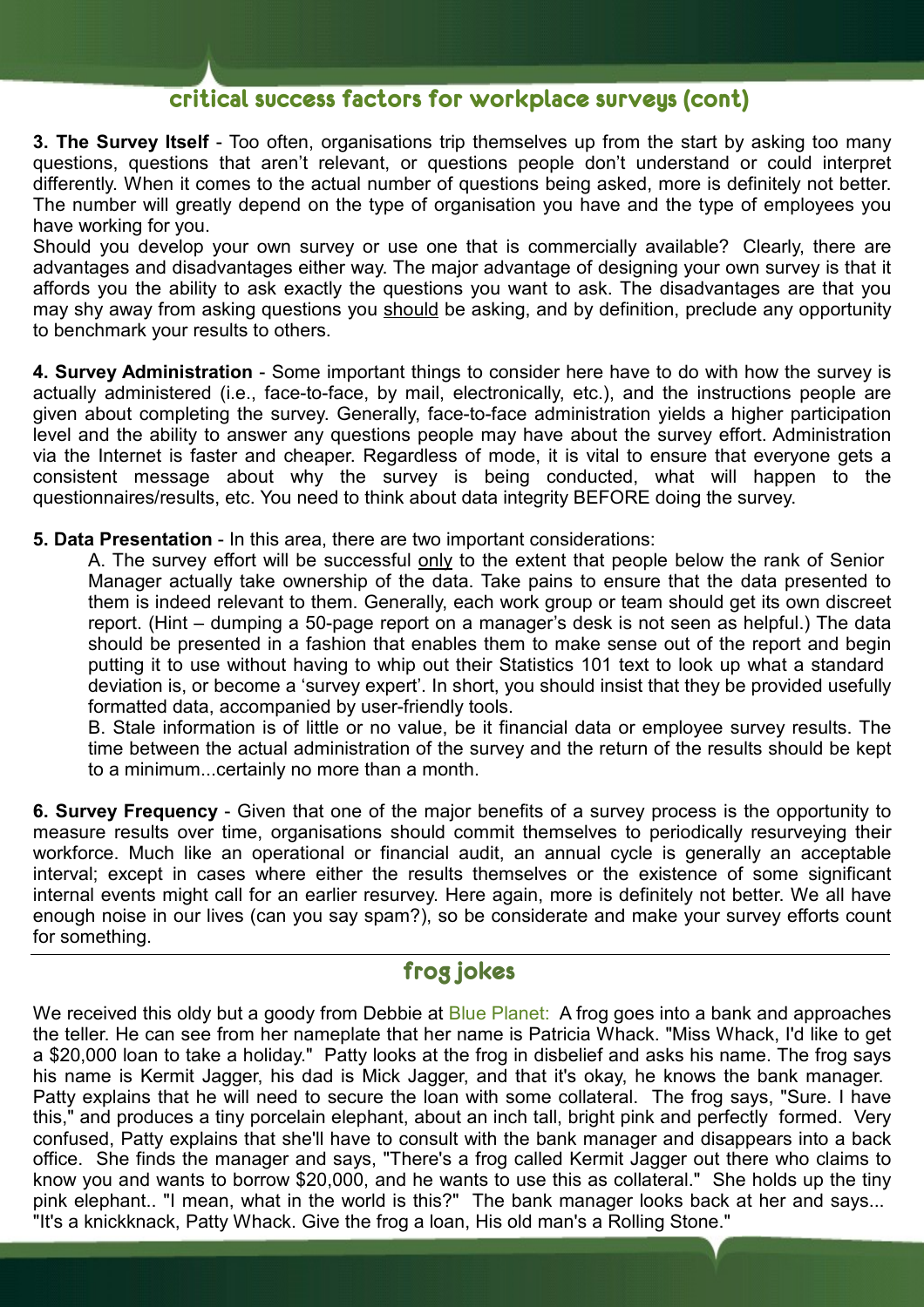## critical success factors for workplace surveys (cont)

**3. The Survey Itself** - Too often, organisations trip themselves up from the start by asking too many questions, questions that aren't relevant, or questions people don't understand or could interpret differently. When it comes to the actual number of questions being asked, more is definitely not better. The number will greatly depend on the type of organisation you have and the type of employees you have working for you.

Should you develop your own survey or use one that is commercially available? Clearly, there are advantages and disadvantages either way. The major advantage of designing your own survey is that it affords you the ability to ask exactly the questions you want to ask. The disadvantages are that you may shy away from asking questions you should be asking, and by definition, preclude any opportunity to benchmark your results to others.

**4. Survey Administration** - Some important things to consider here have to do with how the survey is actually administered (i.e., face-to-face, by mail, electronically, etc.), and the instructions people are given about completing the survey. Generally, face-to-face administration yields a higher participation level and the ability to answer any questions people may have about the survey effort. Administration via the Internet is faster and cheaper. Regardless of mode, it is vital to ensure that everyone gets a consistent message about why the survey is being conducted, what will happen to the questionnaires/results, etc. You need to think about data integrity BEFORE doing the survey.

**5. Data Presentation** - In this area, there are two important considerations:

A. The survey effort will be successful only to the extent that people below the rank of Senior Manager actually take ownership of the data. Take pains to ensure that the data presented to them is indeed relevant to them. Generally, each work group or team should get its own discreet report. (Hint – dumping a 50-page report on a manager's desk is not seen as helpful.) The data should be presented in a fashion that enables them to make sense out of the report and begin putting it to use without having to whip out their Statistics 101 text to look up what a standard deviation is, or become a 'survey expert'. In short, you should insist that they be provided usefully formatted data, accompanied by user-friendly tools.

B. Stale information is of little or no value, be it financial data or employee survey results. The time between the actual administration of the survey and the return of the results should be kept to a minimum...certainly no more than a month.

**6. Survey Frequency** - Given that one of the major benefits of a survey process is the opportunity to measure results over time, organisations should commit themselves to periodically resurveying their workforce. Much like an operational or financial audit, an annual cycle is generally an acceptable interval; except in cases where either the results themselves or the existence of some significant internal events might call for an earlier resurvey. Here again, more is definitely not better. We all have enough noise in our lives (can you say spam?), so be considerate and make your survey efforts count for something.

## frog jokes

We received this oldy but a goody from Debbie at Blue Planet: A frog goes into a bank and approaches the teller. He can see from her nameplate that her name is Patricia Whack. "Miss Whack, I'd like to get a $20,000 loan to take a holiday." Patty looks at the frog in disbelief and asks his name. The frog says his name is Kermit Jagger, his dad is Mick Jagger, and that it's okay, he knows the bank manager. Patty explains that he will need to secure the loan with some collateral. The frog says, "Sure. I have this," and produces a tiny porcelain elephant, about an inch tall, bright pink and perfectly formed. Very confused, Patty explains that she'll have to consult with the bank manager and disappears into a back office. She finds the manager and says, "There's a frog called Kermit Jagger out there who claims to know you and wants to borrow $20,000, and he wants to use this as collateral." She holds up the tiny pink elephant.. "I mean, what in the world is this?" The bank manager looks back at her and says... "It's a knickknack, Patty Whack. Give the frog a loan, His old man's a Rolling Stone."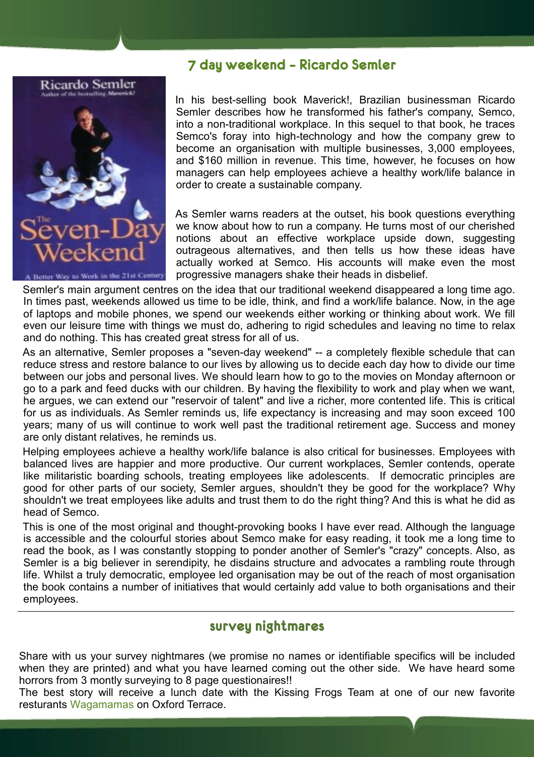## 7 day weekend - Ricardo Semler

Ricardo Semler
Author of the bestselling Maverick!

The Seven-Day Weekend

A Better Way to Work in the 21st Century

In his best-selling book Maverick!, Brazilian businessman Ricardo Semler describes how he transformed his father's company, Semco, into a non-traditional workplace. In this sequel to that book, he traces Semco's foray into high-technology and how the company grew to become an organisation with multiple businesses, 3,000 employees, and $160 million in revenue. This time, however, he focuses on how managers can help employees achieve a healthy work/life balance in order to create a sustainable company.

As Semler warns readers at the outset, his book questions everything we know about how to run a company. He turns most of our cherished notions about an effective workplace upside down, suggesting outrageous alternatives, and then tells us how these ideas have actually worked at Semco. His accounts will make even the most progressive managers shake their heads in disbelief.

Semler's main argument centres on the idea that our traditional weekend disappeared a long time ago. In times past, weekends allowed us time to be idle, think, and find a work/life balance. Now, in the age of laptops and mobile phones, we spend our weekends either working or thinking about work. We fill even our leisure time with things we must do, adhering to rigid schedules and leaving no time to relax and do nothing. This has created great stress for all of us.

As an alternative, Semler proposes a "seven-day weekend" -- a completely flexible schedule that can reduce stress and restore balance to our lives by allowing us to decide each day how to divide our time between our jobs and personal lives. We should learn how to go to the movies on Monday afternoon or go to a park and feed ducks with our children. By having the flexibility to work and play when we want, he argues, we can extend our "reservoir of talent" and live a richer, more contented life. This is critical for us as individuals. As Semler reminds us, life expectancy is increasing and may soon exceed 100 years; many of us will continue to work well past the traditional retirement age. Success and money are only distant relatives, he reminds us.

Helping employees achieve a healthy work/life balance is also critical for businesses. Employees with balanced lives are happier and more productive. Our current workplaces, Semler contends, operate like militaristic boarding schools, treating employees like adolescents. If democratic principles are good for other parts of our society, Semler argues, shouldn't they be good for the workplace? Why shouldn't we treat employees like adults and trust them to do the right thing? And this is what he did as head of Semco.

This is one of the most original and thought-provoking books I have ever read. Although the language is accessible and the colourful stories about Semco make for easy reading, it took me a long time to read the book, as I was constantly stopping to ponder another of Semler's "crazy" concepts. Also, as Semler is a big believer in serendipity, he disdains structure and advocates a rambling route through life. Whilst a truly democratic, employee led organisation may be out of the reach of most organisation the book contains a number of initiatives that would certainly add value to both organisations and their employees.

---

## survey nightmares

Share with us your survey nightmares (we promise no names or identifiable specifics will be included when they are printed) and what you have learned coming out the other side. We have heard some horrors from 3 montly surveying to 8 page questionaires!!
The best story will receive a lunch date with the Kissing Frogs Team at one of our new favorite resturants Wagamamas on Oxford Terrace.